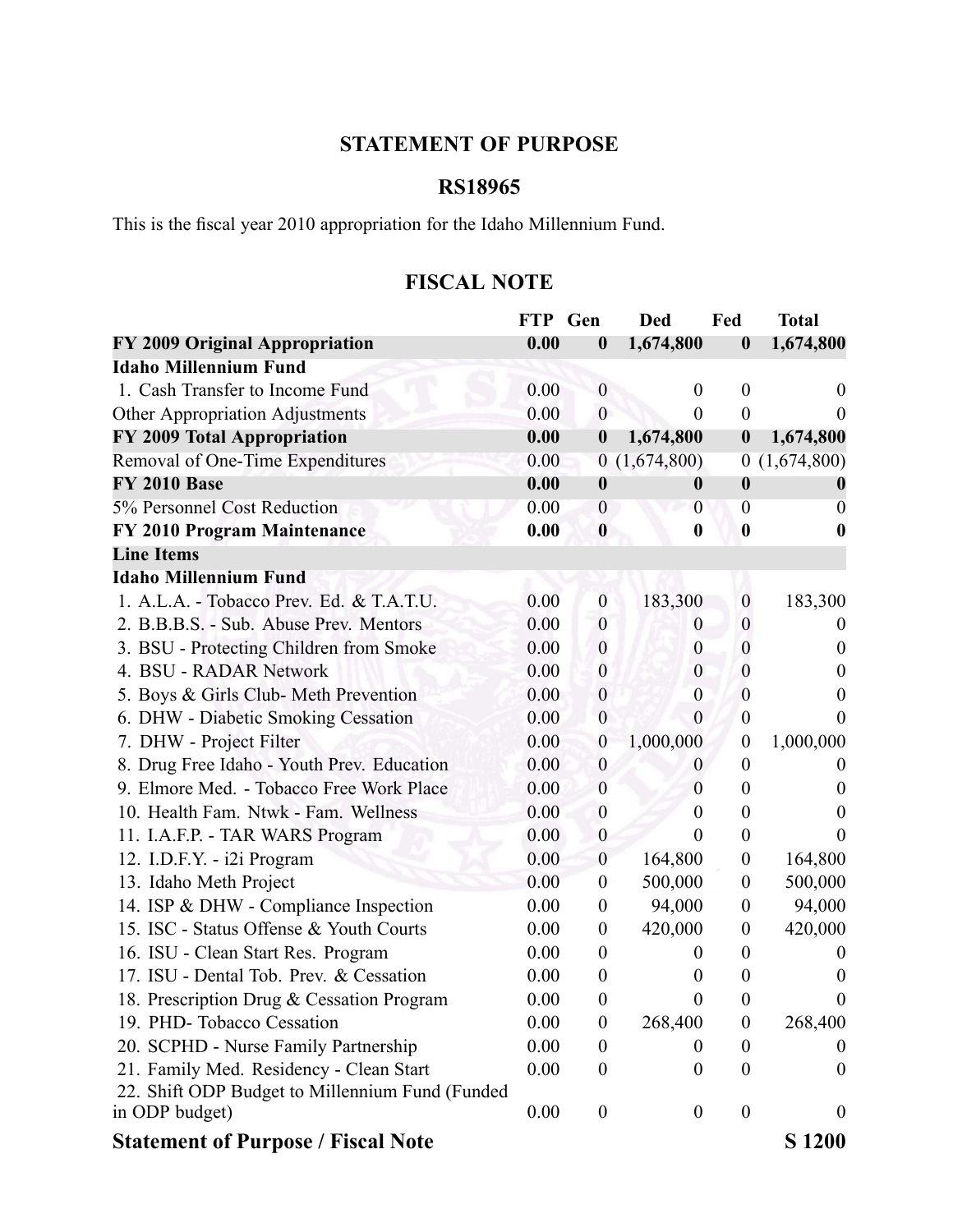# STATEMENT OF PURPOSE

## RS18965

This is the fiscal year 2010 appropriation for the Idaho Millennium Fund.

## FISCAL NOTE

| | FTP | Gen | Ded | Fed | Total |
|---|---|---|---|---|---|
| **FY 2009 Original Appropriation** | **0.00** | **0** | **1,674,800** | **0** | **1,674,800** |
| **Idaho Millennium Fund** | | | | | |
| 1. Cash Transfer to Income Fund | 0.00 | 0 | 0 | 0 | 0 |
| Other Appropriation Adjustments | 0.00 | 0 | 0 | 0 | 0 |
| **FY 2009 Total Appropriation** | **0.00** | **0** | **1,674,800** | **0** | **1,674,800** |
| Removal of One-Time Expenditures | 0.00 | 0 | (1,674,800) | 0 | (1,674,800) |
| **FY 2010 Base** | **0.00** | **0** | **0** | **0** | **0** |
| 5% Personnel Cost Reduction | 0.00 | 0 | 0 | 0 | 0 |
| **FY 2010 Program Maintenance** | **0.00** | **0** | **0** | **0** | **0** |
| **Line Items** | | | | | |
| **Idaho Millennium Fund** | | | | | |
| 1. A.L.A. - Tobacco Prev. Ed. & T.A.T.U. | 0.00 | 0 | 183,300 | 0 | 183,300 |
| 2. B.B.B.S. - Sub. Abuse Prev. Mentors | 0.00 | 0 | 0 | 0 | 0 |
| 3. BSU - Protecting Children from Smoke | 0.00 | 0 | 0 | 0 | 0 |
| 4. BSU - RADAR Network | 0.00 | 0 | 0 | 0 | 0 |
| 5. Boys & Girls Club- Meth Prevention | 0.00 | 0 | 0 | 0 | 0 |
| 6. DHW - Diabetic Smoking Cessation | 0.00 | 0 | 0 | 0 | 0 |
| 7. DHW - Project Filter | 0.00 | 0 | 1,000,000 | 0 | 1,000,000 |
| 8. Drug Free Idaho - Youth Prev. Education | 0.00 | 0 | 0 | 0 | 0 |
| 9. Elmore Med. - Tobacco Free Work Place | 0.00 | 0 | 0 | 0 | 0 |
| 10. Health Fam. Ntwk - Fam. Wellness | 0.00 | 0 | 0 | 0 | 0 |
| 11. I.A.F.P. - TAR WARS Program | 0.00 | 0 | 0 | 0 | 0 |
| 12. I.D.F.Y. - i2i Program | 0.00 | 0 | 164,800 | 0 | 164,800 |
| 13. Idaho Meth Project | 0.00 | 0 | 500,000 | 0 | 500,000 |
| 14. ISP & DHW - Compliance Inspection | 0.00 | 0 | 94,000 | 0 | 94,000 |
| 15. ISC - Status Offense & Youth Courts | 0.00 | 0 | 420,000 | 0 | 420,000 |
| 16. ISU - Clean Start Res. Program | 0.00 | 0 | 0 | 0 | 0 |
| 17. ISU - Dental Tob. Prev. & Cessation | 0.00 | 0 | 0 | 0 | 0 |
| 18. Prescription Drug & Cessation Program | 0.00 | 0 | 0 | 0 | 0 |
| 19. PHD- Tobacco Cessation | 0.00 | 0 | 268,400 | 0 | 268,400 |
| 20. SCPHD - Nurse Family Partnership | 0.00 | 0 | 0 | 0 | 0 |
| 21. Family Med. Residency - Clean Start | 0.00 | 0 | 0 | 0 | 0 |
| 22. Shift ODP Budget to Millennium Fund (Funded in ODP budget) | 0.00 | 0 | 0 | 0 | 0 |

**Statement of Purpose / Fiscal Note** **S 1200**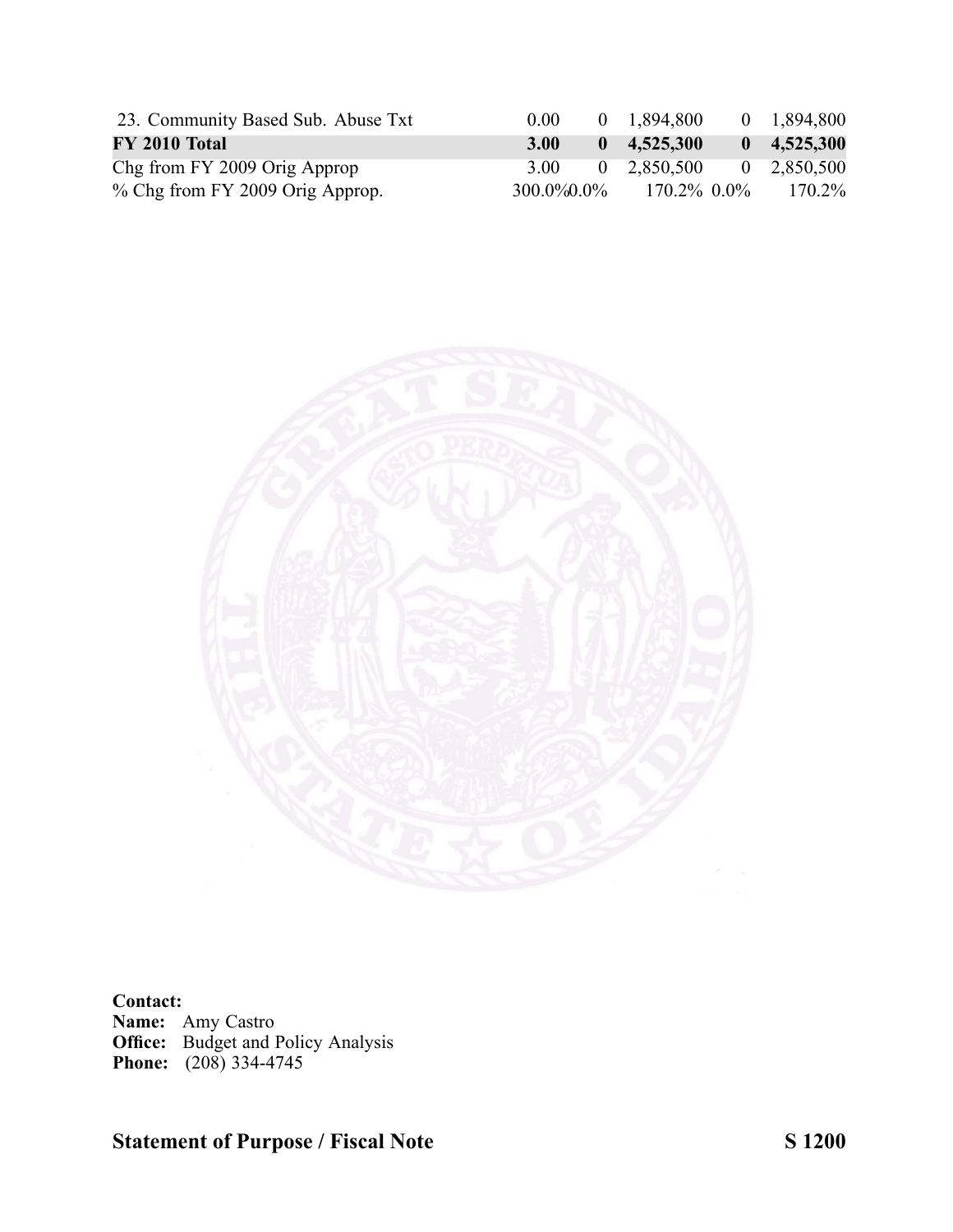| | | | | | |
|---|---|---|---|---|---|
| 23. Community Based Sub. Abuse Txt | 0.00 | 0 | 1,894,800 | 0 | 1,894,800 |
| **FY 2010 Total** | **3.00** | **0** | **4,525,300** | **0** | **4,525,300** |
| Chg from FY 2009 Orig Approp | 3.00 | 0 | 2,850,500 | 0 | 2,850,500 |
| % Chg from FY 2009 Orig Approp. | 300.0% | 0.0% | 170.2% | 0.0% | 170.2% |

**Contact:**
**Name:** Amy Castro
**Office:** Budget and Policy Analysis
**Phone:** (208) 334-4745

## Statement of Purpose / Fiscal Note S 1200